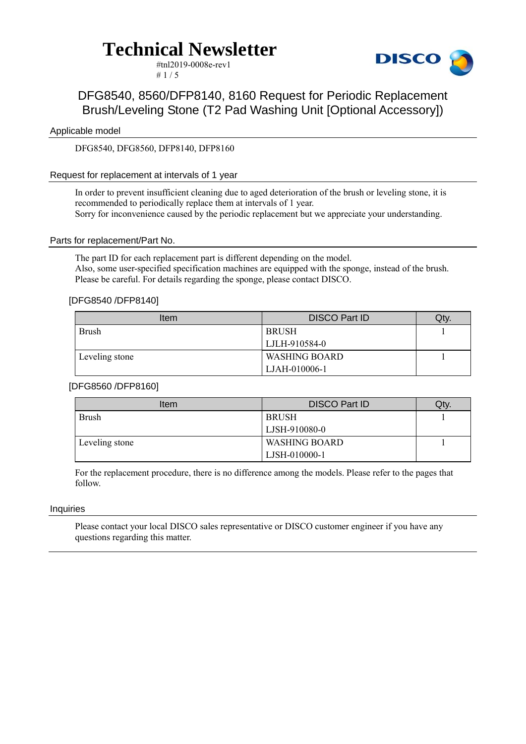# Technical Newsletter

#tnl2019-0008e-rev1

## DFG8540, 8560/DFP8140, 8160 Request for Periodic Replacement Brush/Leveling Stone (T2 Pad Washing Unit [Optional Accessory])

### Applicable model

DFG8540, DFG8560, DFP8140, DFP8160

### Request for replacement at intervals of 1 year

In order to prevent insufficient cleaning due to aged deterioration of the brush or leveling stone, it is recommended to periodically replace them at intervals of 1 year.
Sorry for inconvenience caused by the periodic replacement but we appreciate your understanding.

### Parts for replacement/Part No.

The part ID for each replacement part is different depending on the model.
Also, some user-specified specification machines are equipped with the sponge, instead of the brush.
Please be careful. For details regarding the sponge, please contact DISCO.

[DFG8540 /DFP8140]

| Item | DISCO Part ID | Qty. |
|---|---|---|
| Brush | BRUSH<br>LJLH-910584-0 | 1 |
| Leveling stone | WASHING BOARD<br>LJAH-010006-1 | 1 |

[DFG8560 /DFP8160]

| Item | DISCO Part ID | Qty. |
|---|---|---|
| Brush | BRUSH<br>LJSH-910080-0 | 1 |
| Leveling stone | WASHING BOARD<br>LJSH-010000-1 | 1 |

For the replacement procedure, there is no difference among the models. Please refer to the pages that follow.

### Inquiries

Please contact your local DISCO sales representative or DISCO customer engineer if you have any questions regarding this matter.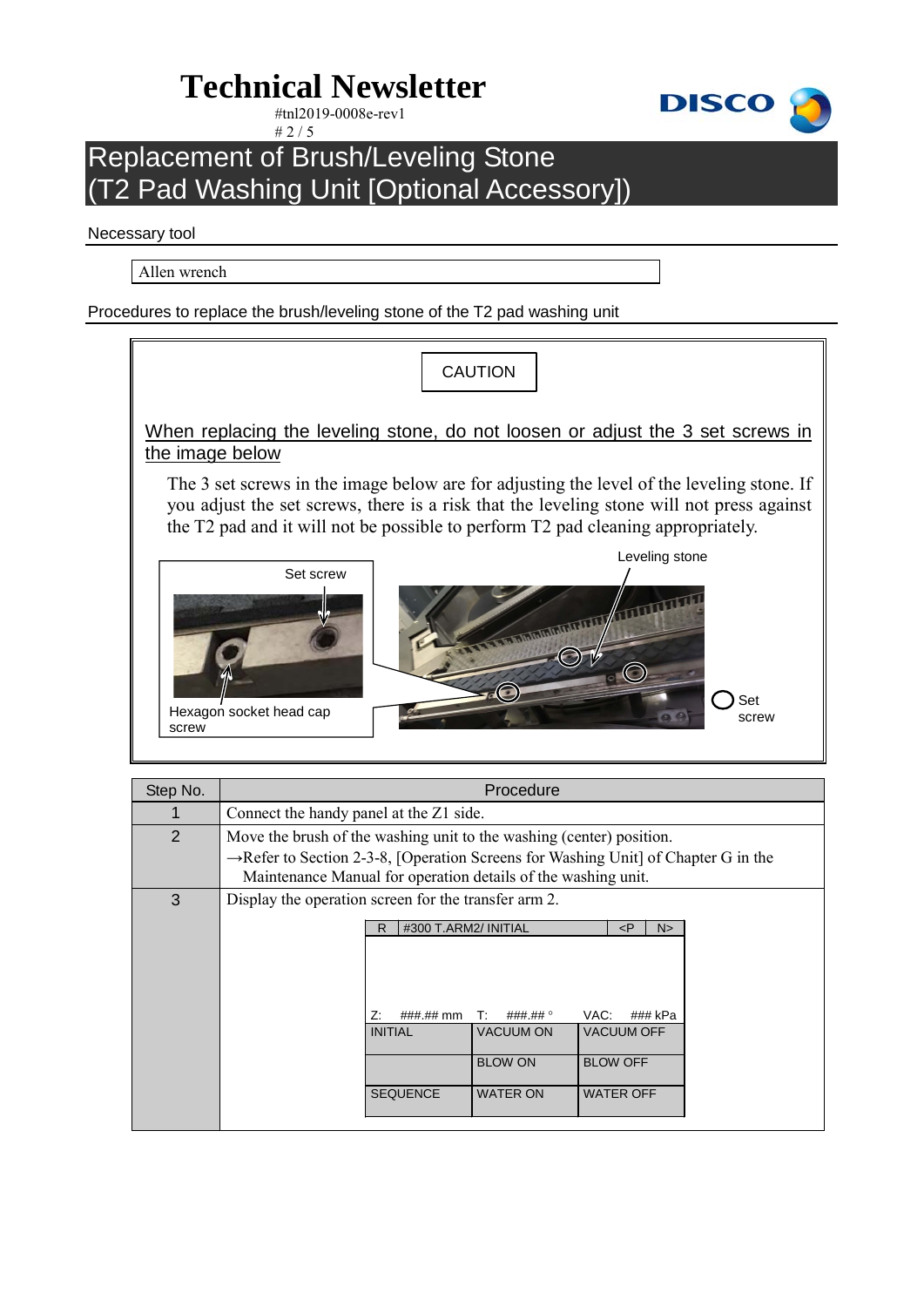# Technical Newsletter

#tnl2019-0008e-rev1

## Replacement of Brush/Leveling Stone (T2 Pad Washing Unit [Optional Accessory])

Necessary tool

| Allen wrench |
|---|

Procedures to replace the brush/leveling stone of the T2 pad washing unit

**CAUTION**

When replacing the leveling stone, do not loosen or adjust the 3 set screws in the image below

The 3 set screws in the image below are for adjusting the level of the leveling stone. If you adjust the set screws, there is a risk that the leveling stone will not press against the T2 pad and it will not be possible to perform T2 pad cleaning appropriately.

Set screw

Hexagon socket head cap screw

Leveling stone

○ Set screw

| Step No. | Procedure |
|---|---|
| 1 | Connect the handy panel at the Z1 side. |
| 2 | Move the brush of the washing unit to the washing (center) position.<br>→Refer to Section 2-3-8, [Operation Screens for Washing Unit] of Chapter G in the Maintenance Manual for operation details of the washing unit. |
| 3 | Display the operation screen for the transfer arm 2.<br><br>R \| #300 T.ARM2/ INITIAL \| <P \| N><br>Z: ###.## mm T: ###.## ° VAC: ### kPa<br>INITIAL \| VACUUM ON \| VACUUM OFF<br> \| BLOW ON \| BLOW OFF<br>SEQUENCE \| WATER ON \| WATER OFF |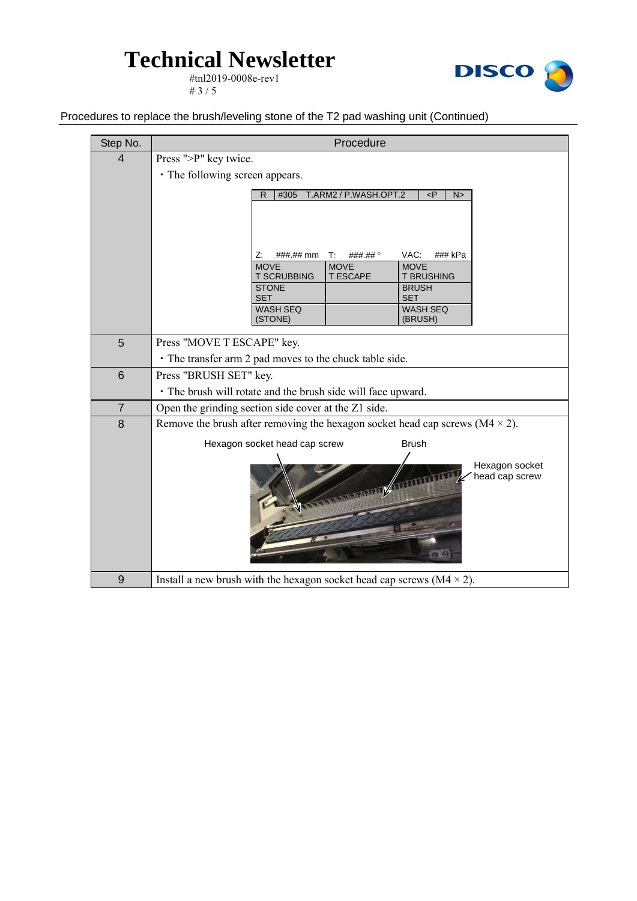Procedures to replace the brush/leveling stone of the T2 pad washing unit (Continued)

| Step No. | Procedure |
|---|---|
| 4 | Press ">P" key twice.<br>・The following screen appears.<br>R \| #305 T.ARM2 / P.WASH.OPT.2 \| <P \| N><br>Z: ###.## mm T: ###.## ° VAC: ### kPa<br>MOVE T SCRUBBING \| MOVE T ESCAPE \| MOVE T BRUSHING<br>STONE SET \| \| BRUSH SET<br>WASH SEQ (STONE) \| \| WASH SEQ (BRUSH) |
| 5 | Press "MOVE T ESCAPE" key.<br>・The transfer arm 2 pad moves to the chuck table side. |
| 6 | Press "BRUSH SET" key.<br>・The brush will rotate and the brush side will face upward. |
| 7 | Open the grinding section side cover at the Z1 side. |
| 8 | Remove the brush after removing the hexagon socket head cap screws (M4 × 2).<br>Hexagon socket head cap screw / Brush / Hexagon socket head cap screw |
| 9 | Install a new brush with the hexagon socket head cap screws (M4 × 2). |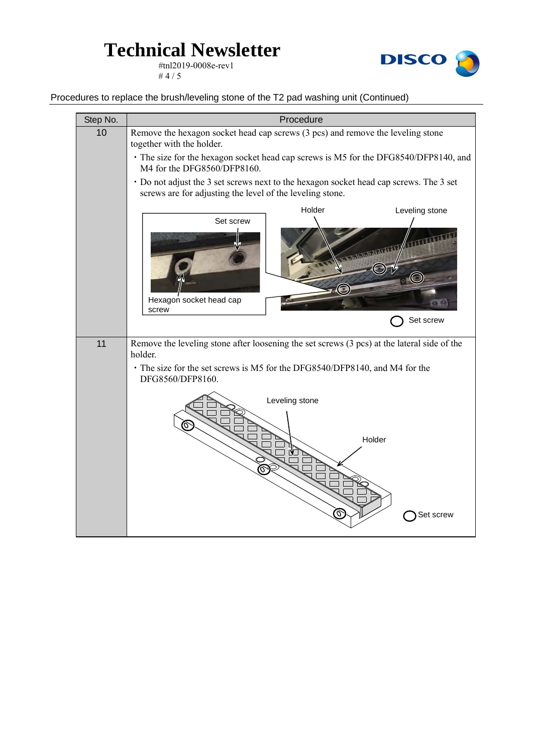Procedures to replace the brush/leveling stone of the T2 pad washing unit (Continued)

| Step No. | Procedure |
| --- | --- |
| 10 | Remove the hexagon socket head cap screws (3 pcs) and remove the leveling stone together with the holder.<br>・The size for the hexagon socket head cap screws is M5 for the DFG8540/DFP8140, and M4 for the DFG8560/DFP8160.<br>・Do not adjust the 3 set screws next to the hexagon socket head cap screws. The 3 set screws are for adjusting the level of the leveling stone. |
| 11 | Remove the leveling stone after loosening the set screws (3 pcs) at the lateral side of the holder.<br>・The size for the set screws is M5 for the DFG8540/DFP8140, and M4 for the DFG8560/DFP8160. |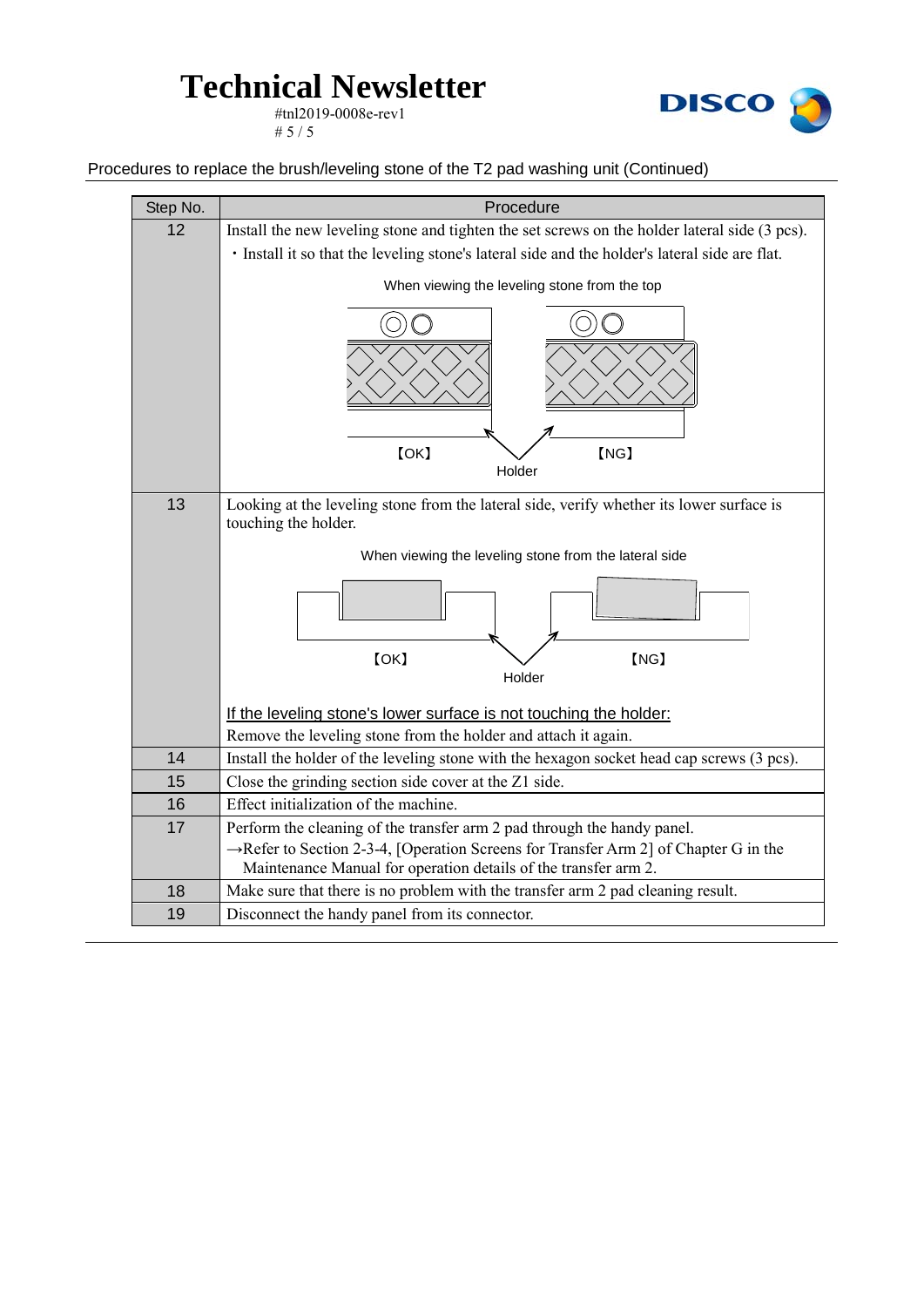# Technical Newsletter

#tnl2019-0008e-rev1

Procedures to replace the brush/leveling stone of the T2 pad washing unit (Continued)

| Step No. | Procedure |
|---|---|
| 12 | Install the new leveling stone and tighten the set screws on the holder lateral side (3 pcs).<br>・Install it so that the leveling stone's lateral side and the holder's lateral side are flat.<br>When viewing the leveling stone from the top<br>【OK】 【NG】<br>Holder |
| 13 | Looking at the leveling stone from the lateral side, verify whether its lower surface is touching the holder.<br>When viewing the leveling stone from the lateral side<br>【OK】 【NG】<br>Holder<br><u>If the leveling stone's lower surface is not touching the holder:</u><br>Remove the leveling stone from the holder and attach it again. |
| 14 | Install the holder of the leveling stone with the hexagon socket head cap screws (3 pcs). |
| 15 | Close the grinding section side cover at the Z1 side. |
| 16 | Effect initialization of the machine. |
| 17 | Perform the cleaning of the transfer arm 2 pad through the handy panel.<br>→Refer to Section 2-3-4, [Operation Screens for Transfer Arm 2] of Chapter G in the Maintenance Manual for operation details of the transfer arm 2. |
| 18 | Make sure that there is no problem with the transfer arm 2 pad cleaning result. |
| 19 | Disconnect the handy panel from its connector. |